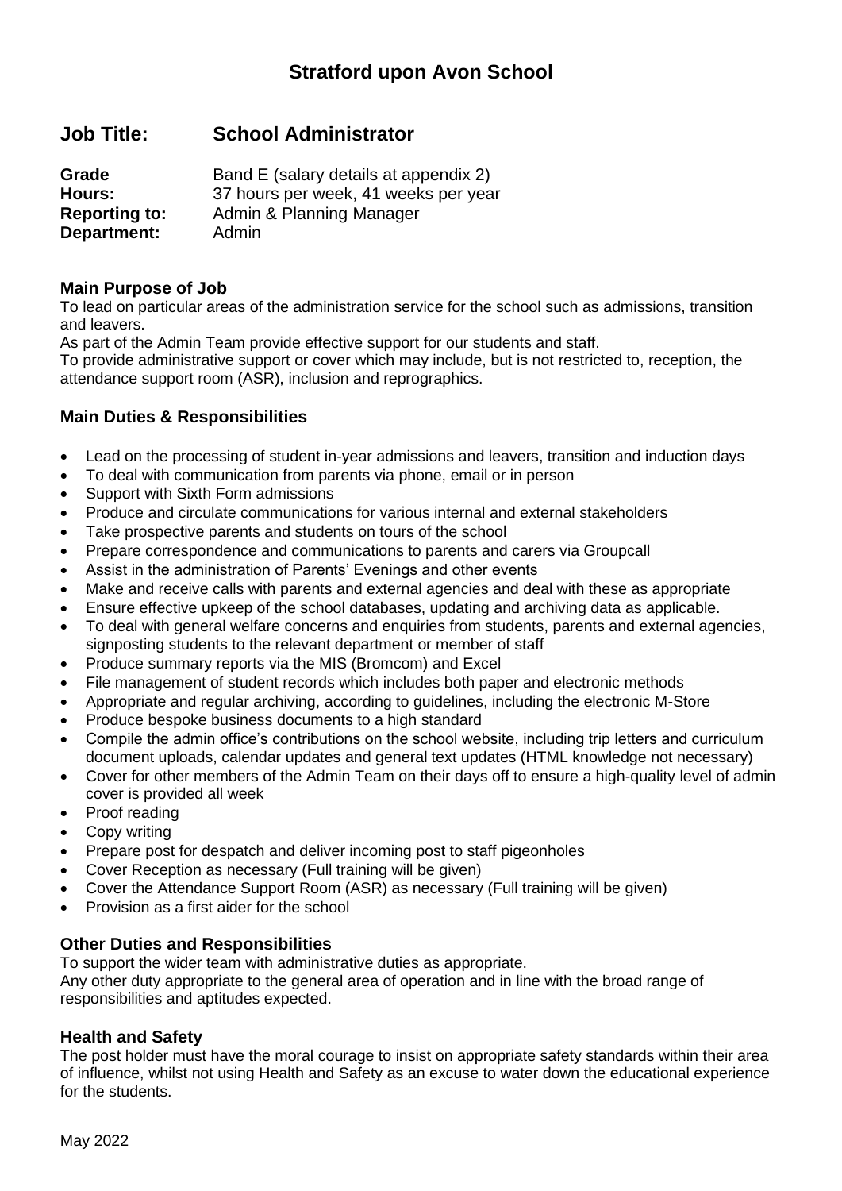# Stratford upon Avon School

## Job Title: School Administrator

**Grade** Band E (salary details at appendix 2)
**Hours:** 37 hours per week, 41 weeks per year
**Reporting to:** Admin & Planning Manager
**Department:** Admin

### Main Purpose of Job

To lead on particular areas of the administration service for the school such as admissions, transition and leavers.

As part of the Admin Team provide effective support for our students and staff.

To provide administrative support or cover which may include, but is not restricted to, reception, the attendance support room (ASR), inclusion and reprographics.

### Main Duties & Responsibilities

- Lead on the processing of student in-year admissions and leavers, transition and induction days
- To deal with communication from parents via phone, email or in person
- Support with Sixth Form admissions
- Produce and circulate communications for various internal and external stakeholders
- Take prospective parents and students on tours of the school
- Prepare correspondence and communications to parents and carers via Groupcall
- Assist in the administration of Parents' Evenings and other events
- Make and receive calls with parents and external agencies and deal with these as appropriate
- Ensure effective upkeep of the school databases, updating and archiving data as applicable.
- To deal with general welfare concerns and enquiries from students, parents and external agencies, signposting students to the relevant department or member of staff
- Produce summary reports via the MIS (Bromcom) and Excel
- File management of student records which includes both paper and electronic methods
- Appropriate and regular archiving, according to guidelines, including the electronic M-Store
- Produce bespoke business documents to a high standard
- Compile the admin office's contributions on the school website, including trip letters and curriculum document uploads, calendar updates and general text updates (HTML knowledge not necessary)
- Cover for other members of the Admin Team on their days off to ensure a high-quality level of admin cover is provided all week
- Proof reading
- Copy writing
- Prepare post for despatch and deliver incoming post to staff pigeonholes
- Cover Reception as necessary (Full training will be given)
- Cover the Attendance Support Room (ASR) as necessary (Full training will be given)
- Provision as a first aider for the school

### Other Duties and Responsibilities

To support the wider team with administrative duties as appropriate.

Any other duty appropriate to the general area of operation and in line with the broad range of responsibilities and aptitudes expected.

### Health and Safety

The post holder must have the moral courage to insist on appropriate safety standards within their area of influence, whilst not using Health and Safety as an excuse to water down the educational experience for the students.

May 2022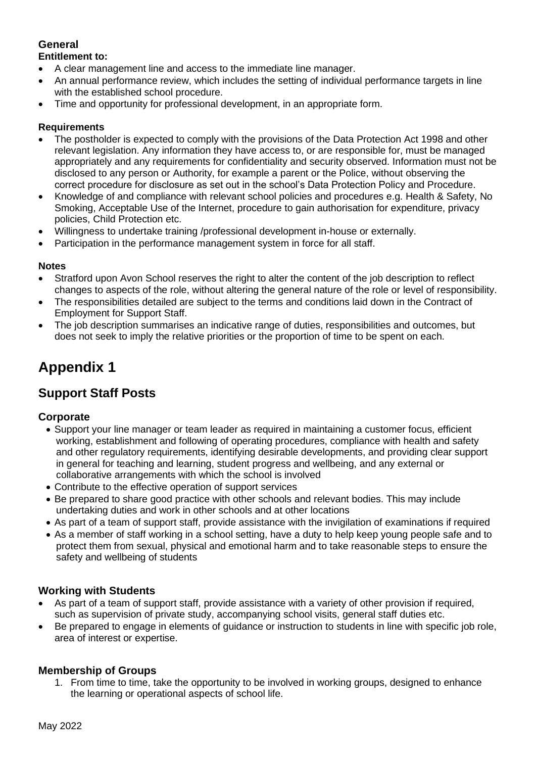### General

**Entitlement to:**

- A clear management line and access to the immediate line manager.
- An annual performance review, which includes the setting of individual performance targets in line with the established school procedure.
- Time and opportunity for professional development, in an appropriate form.

**Requirements**

- The postholder is expected to comply with the provisions of the Data Protection Act 1998 and other relevant legislation. Any information they have access to, or are responsible for, must be managed appropriately and any requirements for confidentiality and security observed. Information must not be disclosed to any person or Authority, for example a parent or the Police, without observing the correct procedure for disclosure as set out in the school's Data Protection Policy and Procedure.
- Knowledge of and compliance with relevant school policies and procedures e.g. Health & Safety, No Smoking, Acceptable Use of the Internet, procedure to gain authorisation for expenditure, privacy policies, Child Protection etc.
- Willingness to undertake training /professional development in-house or externally.
- Participation in the performance management system in force for all staff.

**Notes**

- Stratford upon Avon School reserves the right to alter the content of the job description to reflect changes to aspects of the role, without altering the general nature of the role or level of responsibility.
- The responsibilities detailed are subject to the terms and conditions laid down in the Contract of Employment for Support Staff.
- The job description summarises an indicative range of duties, responsibilities and outcomes, but does not seek to imply the relative priorities or the proportion of time to be spent on each.

# Appendix 1

## Support Staff Posts

### Corporate

- Support your line manager or team leader as required in maintaining a customer focus, efficient working, establishment and following of operating procedures, compliance with health and safety and other regulatory requirements, identifying desirable developments, and providing clear support in general for teaching and learning, student progress and wellbeing, and any external or collaborative arrangements with which the school is involved
- Contribute to the effective operation of support services
- Be prepared to share good practice with other schools and relevant bodies. This may include undertaking duties and work in other schools and at other locations
- As part of a team of support staff, provide assistance with the invigilation of examinations if required
- As a member of staff working in a school setting, have a duty to help keep young people safe and to protect them from sexual, physical and emotional harm and to take reasonable steps to ensure the safety and wellbeing of students

### Working with Students

- As part of a team of support staff, provide assistance with a variety of other provision if required, such as supervision of private study, accompanying school visits, general staff duties etc.
- Be prepared to engage in elements of guidance or instruction to students in line with specific job role, area of interest or expertise.

### Membership of Groups

1. From time to time, take the opportunity to be involved in working groups, designed to enhance the learning or operational aspects of school life.

May 2022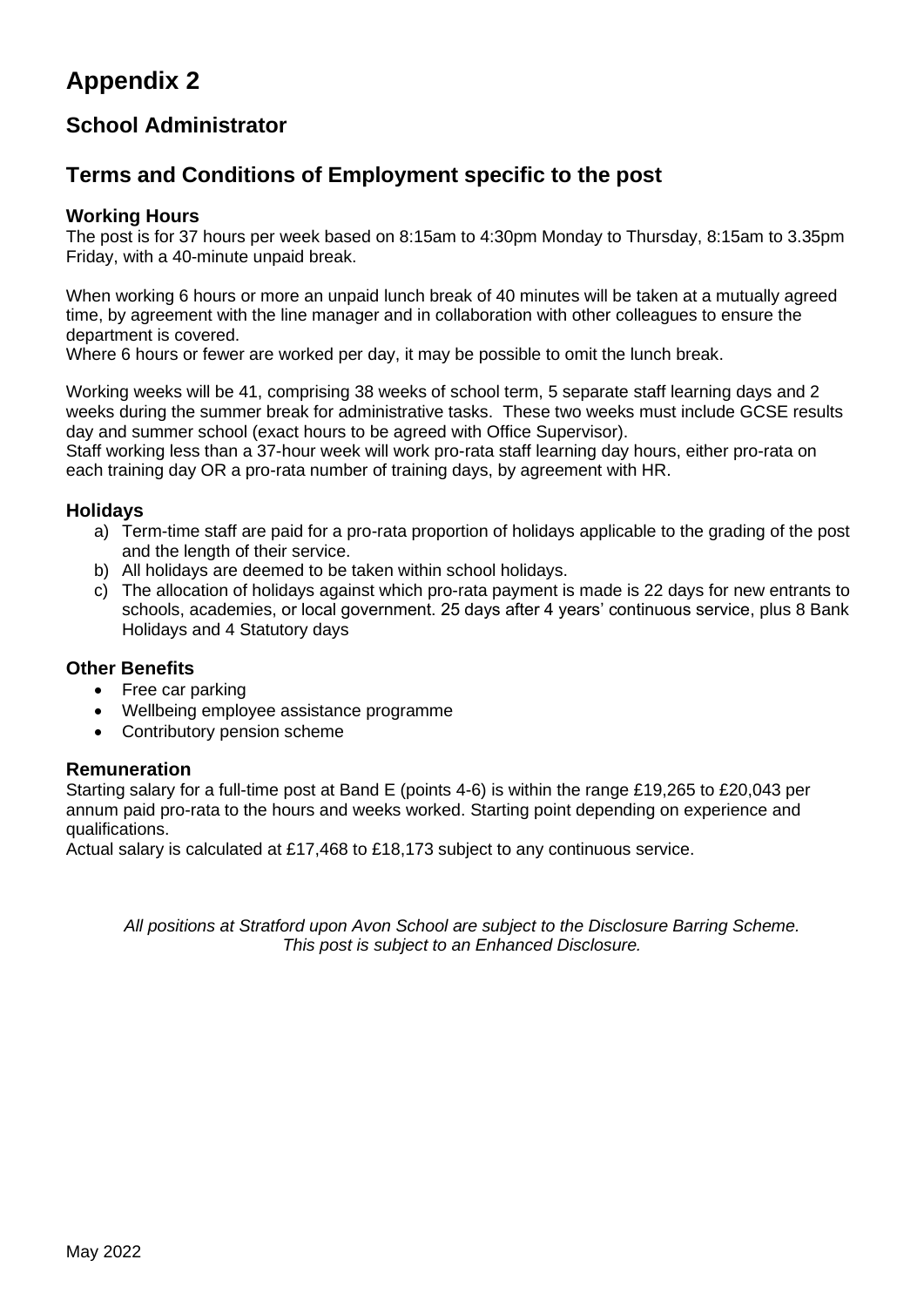# Appendix 2

## School Administrator

## Terms and Conditions of Employment specific to the post

### Working Hours

The post is for 37 hours per week based on 8:15am to 4:30pm Monday to Thursday, 8:15am to 3.35pm Friday, with a 40-minute unpaid break.

When working 6 hours or more an unpaid lunch break of 40 minutes will be taken at a mutually agreed time, by agreement with the line manager and in collaboration with other colleagues to ensure the department is covered.
Where 6 hours or fewer are worked per day, it may be possible to omit the lunch break.

Working weeks will be 41, comprising 38 weeks of school term, 5 separate staff learning days and 2 weeks during the summer break for administrative tasks. These two weeks must include GCSE results day and summer school (exact hours to be agreed with Office Supervisor).
Staff working less than a 37-hour week will work pro-rata staff learning day hours, either pro-rata on each training day OR a pro-rata number of training days, by agreement with HR.

### Holidays

a) Term-time staff are paid for a pro-rata proportion of holidays applicable to the grading of the post and the length of their service.
b) All holidays are deemed to be taken within school holidays.
c) The allocation of holidays against which pro-rata payment is made is 22 days for new entrants to schools, academies, or local government. 25 days after 4 years' continuous service, plus 8 Bank Holidays and 4 Statutory days

### Other Benefits

- Free car parking
- Wellbeing employee assistance programme
- Contributory pension scheme

### Remuneration

Starting salary for a full-time post at Band E (points 4-6) is within the range £19,265 to £20,043 per annum paid pro-rata to the hours and weeks worked. Starting point depending on experience and qualifications.
Actual salary is calculated at £17,468 to £18,173 subject to any continuous service.

*All positions at Stratford upon Avon School are subject to the Disclosure Barring Scheme.*
*This post is subject to an Enhanced Disclosure.*

May 2022